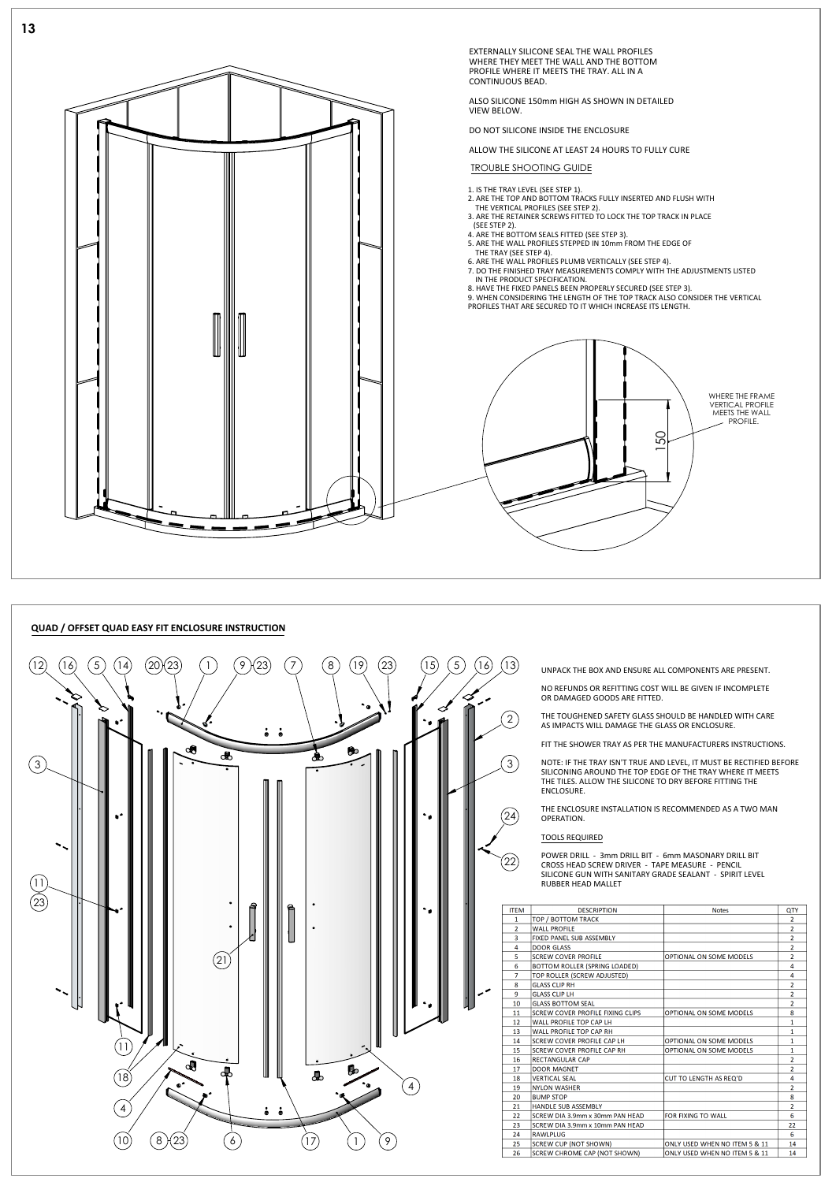EXTERNALLY SILICONE SEAL THE WALL PROFILES WHERE THEY MEET THE WALL AND THE BOTTOM PROFILE WHERE IT MEETS THE TRAY. ALL IN A CONTINUOUS BEAD.

ALSO SILICONE 150mm HIGH AS SHOWN IN DETAILED VIEW BELOW.

DO NOT SILICONE INSIDE THE ENCLOSURE

ALLOW THE SILICONE AT LEAST 24 HOURS TO FULLY CURE

TROUBLE SHOOTING GUIDE

1. IS THE TRAY LEVEL (SEE STEP 1).
2. ARE THE TOP AND BOTTOM TRACKS FULLY INSERTED AND FLUSH WITH THE VERTICAL PROFILES (SEE STEP 2).
3. ARE THE RETAINER SCREWS FITTED TO LOCK THE TOP TRACK IN PLACE (SEE STEP 2).
4. ARE THE BOTTOM SEALS FITTED (SEE STEP 3).
5. ARE THE WALL PROFILES STEPPED IN 10mm FROM THE EDGE OF THE TRAY (SEE STEP 4).
6. ARE THE WALL PROFILES PLUMB VERTICALLY (SEE STEP 4).
7. DO THE FINISHED TRAY MEASUREMENTS COMPLY WITH THE ADJUSTMENTS LISTED IN THE PRODUCT SPECIFICATION.
8. HAVE THE FIXED PANELS BEEN PROPERLY SECURED (SEE STEP 3).
9. WHEN CONSIDERING THE LENGTH OF THE TOP TRACK ALSO CONSIDER THE VERTICAL PROFILES THAT ARE SECURED TO IT WHICH INCREASE ITS LENGTH.

150

WHERE THE FRAME VERTICAL PROFILE MEETS THE WALL PROFILE.

## QUAD / OFFSET QUAD EASY FIT ENCLOSURE INSTRUCTION

UNPACK THE BOX AND ENSURE ALL COMPONENTS ARE PRESENT.

NO REFUNDS OR REFITTING COST WILL BE GIVEN IF INCOMPLETE OR DAMAGED GOODS ARE FITTED.

THE TOUGHENED SAFETY GLASS SHOULD BE HANDLED WITH CARE AS IMPACTS WILL DAMAGE THE GLASS OR ENCLOSURE.

FIT THE SHOWER TRAY AS PER THE MANUFACTURERS INSTRUCTIONS.

NOTE: IF THE TRAY ISN'T TRUE AND LEVEL, IT MUST BE RECTIFIED BEFORE SILICONING AROUND THE TOP EDGE OF THE TRAY WHERE IT MEETS THE TILES. ALLOW THE SILICONE TO DRY BEFORE FITTING THE ENCLOSURE.

THE ENCLOSURE INSTALLATION IS RECOMMENDED AS A TWO MAN OPERATION.

TOOLS REQUIRED

POWER DRILL - 3mm DRILL BIT - 6mm MASONARY DRILL BIT
CROSS HEAD SCREW DRIVER - TAPE MEASURE - PENCIL
SILICONE GUN WITH SANITARY GRADE SEALANT - SPIRIT LEVEL
RUBBER HEAD MALLET

| ITEM | DESCRIPTION | Notes | QTY |
|---|---|---|---|
| 1 | TOP / BOTTOM TRACK | | 2 |
| 2 | WALL PROFILE | | 2 |
| 3 | FIXED PANEL SUB ASSEMBLY | | 2 |
| 4 | DOOR GLASS | | 2 |
| 5 | SCREW COVER PROFILE | OPTIONAL ON SOME MODELS | 2 |
| 6 | BOTTOM ROLLER (SPRING LOADED) | | 4 |
| 7 | TOP ROLLER (SCREW ADJUSTED) | | 4 |
| 8 | GLASS CLIP RH | | 2 |
| 9 | GLASS CLIP LH | | 2 |
| 10 | GLASS BOTTOM SEAL | | 2 |
| 11 | SCREW COVER PROFILE FIXING CLIPS | OPTIONAL ON SOME MODELS | 8 |
| 12 | WALL PROFILE TOP CAP LH | | 1 |
| 13 | WALL PROFILE TOP CAP RH | | 1 |
| 14 | SCREW COVER PROFILE CAP LH | OPTIONAL ON SOME MODELS | 1 |
| 15 | SCREW COVER PROFILE CAP RH | OPTIONAL ON SOME MODELS | 1 |
| 16 | RECTANGULAR CAP | | 2 |
| 17 | DOOR MAGNET | | 2 |
| 18 | VERTICAL SEAL | CUT TO LENGTH AS REQ'D | 4 |
| 19 | NYLON WASHER | | 2 |
| 20 | BUMP STOP | | 8 |
| 21 | HANDLE SUB ASSEMBLY | | 2 |
| 22 | SCREW DIA 3.9mm x 30mm PAN HEAD | FOR FIXING TO WALL | 6 |
| 23 | SCREW DIA 3.9mm x 10mm PAN HEAD | | 22 |
| 24 | RAWLPLUG | | 6 |
| 25 | SCREW CUP (NOT SHOWN) | ONLY USED WHEN NO ITEM 5 & 11 | 14 |
| 26 | SCREW CHROME CAP (NOT SHOWN) | ONLY USED WHEN NO ITEM 5 & 11 | 14 |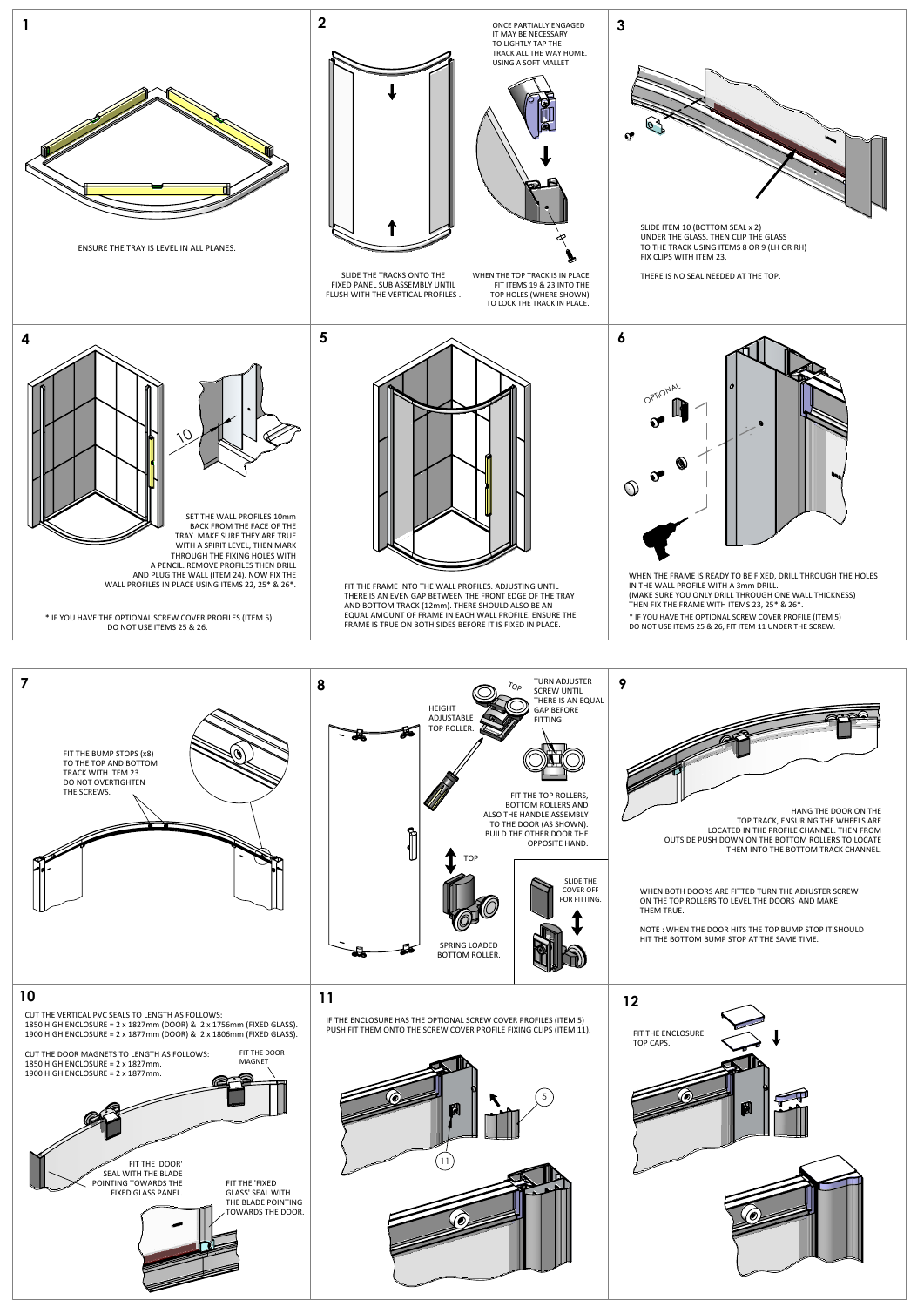## 1

ENSURE THE TRAY IS LEVEL IN ALL PLANES.

## 2

ONCE PARTIALLY ENGAGED IT MAY BE NECESSARY TO LIGHTLY TAP THE TRACK ALL THE WAY HOME. USING A SOFT MALLET.

SLIDE THE TRACKS ONTO THE FIXED PANEL SUB ASSEMBLY UNTIL FLUSH WITH THE VERTICAL PROFILES .

WHEN THE TOP TRACK IS IN PLACE FIT ITEMS 19 & 23 INTO THE TOP HOLES (WHERE SHOWN) TO LOCK THE TRACK IN PLACE.

## 3

SLIDE ITEM 10 (BOTTOM SEAL x 2) UNDER THE GLASS. THEN CLIP THE GLASS TO THE TRACK USING ITEMS 8 OR 9 (LH OR RH) FIX CLIPS WITH ITEM 23.

THERE IS NO SEAL NEEDED AT THE TOP.

## 4

10

SET THE WALL PROFILES 10mm BACK FROM THE FACE OF THE TRAY. MAKE SURE THEY ARE TRUE WITH A SPIRIT LEVEL, THEN MARK THROUGH THE FIXING HOLES WITH A PENCIL. REMOVE PROFILES THEN DRILL AND PLUG THE WALL (ITEM 24). NOW FIX THE WALL PROFILES IN PLACE USING ITEMS 22, 25* & 26*.

* IF YOU HAVE THE OPTIONAL SCREW COVER PROFILES (ITEM 5) DO NOT USE ITEMS 25 & 26.

## 5

FIT THE FRAME INTO THE WALL PROFILES. ADJUSTING UNTIL THERE IS AN EVEN GAP BETWEEN THE FRONT EDGE OF THE TRAY AND BOTTOM TRACK (12mm). THERE SHOULD ALSO BE AN EQUAL AMOUNT OF FRAME IN EACH WALL PROFILE. ENSURE THE FRAME IS TRUE ON BOTH SIDES BEFORE IT IS FIXED IN PLACE.

## 6

OPTIONAL

WHEN THE FRAME IS READY TO BE FIXED, DRILL THROUGH THE HOLES IN THE WALL PROFILE WITH A 3mm DRILL. (MAKE SURE YOU ONLY DRILL THROUGH ONE WALL THICKNESS) THEN FIX THE FRAME WITH ITEMS 23, 25* & 26*.

* IF YOU HAVE THE OPTIONAL SCREW COVER PROFILE (ITEM 5) DO NOT USE ITEMS 25 & 26, FIT ITEM 11 UNDER THE SCREW.

## 7

FIT THE BUMP STOPS (x8) TO THE TOP AND BOTTOM TRACK WITH ITEM 23. DO NOT OVERTIGHTEN THE SCREWS.

## 8

HEIGHT ADJUSTABLE TOP ROLLER.

TOP

TURN ADJUSTER SCREW UNTIL THERE IS AN EQUAL GAP BEFORE FITTING.

FIT THE TOP ROLLERS, BOTTOM ROLLERS AND ALSO THE HANDLE ASSEMBLY TO THE DOOR (AS SHOWN). BUILD THE OTHER DOOR THE OPPOSITE HAND.

TOP

SPRING LOADED BOTTOM ROLLER.

SLIDE THE COVER OFF FOR FITTING.

## 9

HANG THE DOOR ON THE TOP TRACK, ENSURING THE WHEELS ARE LOCATED IN THE PROFILE CHANNEL. THEN FROM OUTSIDE PUSH DOWN ON THE BOTTOM ROLLERS TO LOCATE THEM INTO THE BOTTOM TRACK CHANNEL.

WHEN BOTH DOORS ARE FITTED TURN THE ADJUSTER SCREW ON THE TOP ROLLERS TO LEVEL THE DOORS AND MAKE THEM TRUE.

NOTE : WHEN THE DOOR HITS THE TOP BUMP STOP IT SHOULD HIT THE BOTTOM BUMP STOP AT THE SAME TIME.

## 10

CUT THE VERTICAL PVC SEALS TO LENGTH AS FOLLOWS:
1850 HIGH ENCLOSURE = 2 x 1827mm (DOOR) & 2 x 1756mm (FIXED GLASS).
1900 HIGH ENCLOSURE = 2 x 1877mm (DOOR) & 2 x 1806mm (FIXED GLASS).

CUT THE DOOR MAGNETS TO LENGTH AS FOLLOWS:
1850 HIGH ENCLOSURE = 2 x 1827mm.
1900 HIGH ENCLOSURE = 2 x 1877mm.

FIT THE DOOR MAGNET

FIT THE 'DOOR' SEAL WITH THE BLADE POINTING TOWARDS THE FIXED GLASS PANEL.

FIT THE 'FIXED GLASS' SEAL WITH THE BLADE POINTING TOWARDS THE DOOR.

## 11

IF THE ENCLOSURE HAS THE OPTIONAL SCREW COVER PROFILES (ITEM 5) PUSH FIT THEM ONTO THE SCREW COVER PROFILE FIXING CLIPS (ITEM 11).

5

11

## 12

FIT THE ENCLOSURE TOP CAPS.